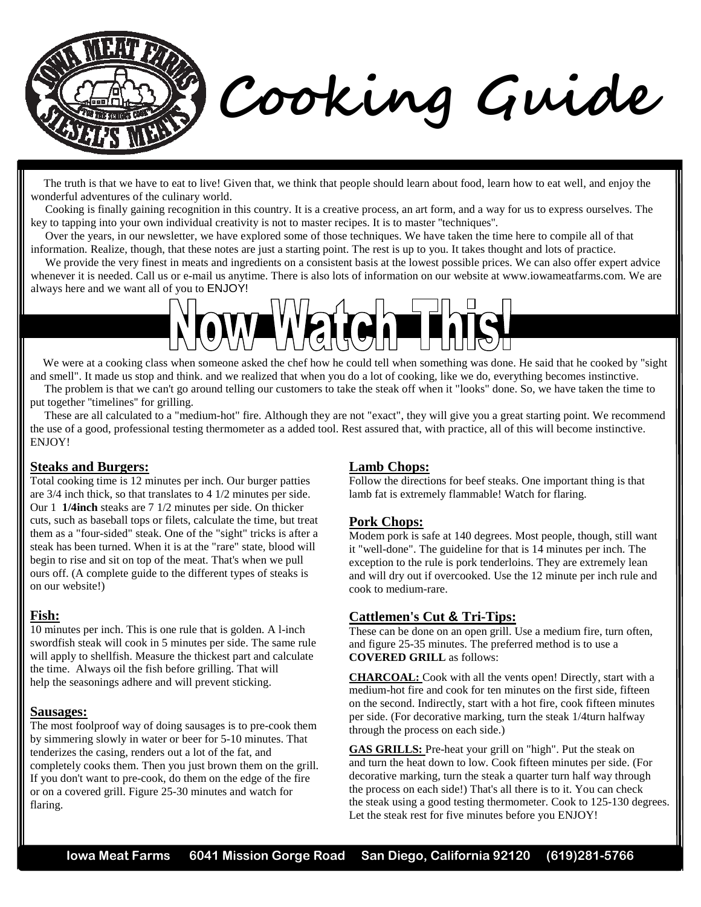// Cooking Guide

The truth is that we have to eat to live! Given that, we think that people should learn about food, learn how to eat well, and enjoy the wonderful adventures of the culinary world.

Cooking is finally gaining recognition in this country. It is a creative process, an art form, and a way for us to express ourselves. The key to tapping into your own individual creativity is not to master recipes. It is to master "techniques".

Over the years, in our newsletter, we have explored some of those techniques. We have taken the time here to compile all of that information. Realize, though, that these notes are just a starting point. The rest is up to you. It takes thought and lots of practice.

We provide the very finest in meats and ingredients on a consistent basis at the lowest possible prices. We can also offer expert advice whenever it is needed. Call us or e-mail us anytime. There is also lots of information on our website at www.iowameatfarms.com. We are always here and we want all of you to ENJOY!

# Now Watch This!

We were at a cooking class when someone asked the chef how he could tell when something was done. He said that he cooked by "sight and smell". It made us stop and think. and we realized that when you do a lot of cooking, like we do, everything becomes instinctive.

The problem is that we can't go around telling our customers to take the steak off when it "looks" done. So, we have taken the time to put together "timelines" for grilling.

These are all calculated to a "medium-hot" fire. Although they are not "exact", they will give you a great starting point. We recommend the use of a good, professional testing thermometer as a added tool. Rest assured that, with practice, all of this will become instinctive. ENJOY!

## Steaks and Burgers:

Total cooking time is 12 minutes per inch. Our burger patties are 3/4 inch thick, so that translates to 4 1/2 minutes per side. Our 1 **1/4inch** steaks are 7 1/2 minutes per side. On thicker cuts, such as baseball tops or filets, calculate the time, but treat them as a "four-sided" steak. One of the "sight" tricks is after a steak has been turned. When it is at the "rare" state, blood will begin to rise and sit on top of the meat. That's when we pull ours off. (A complete guide to the different types of steaks is on our website!)

## Fish:

10 minutes per inch. This is one rule that is golden. A l-inch swordfish steak will cook in 5 minutes per side. The same rule will apply to shellfish. Measure the thickest part and calculate the time. Always oil the fish before grilling. That will help the seasonings adhere and will prevent sticking.

## Sausages:

The most foolproof way of doing sausages is to pre-cook them by simmering slowly in water or beer for 5-10 minutes. That tenderizes the casing, renders out a lot of the fat, and completely cooks them. Then you just brown them on the grill. If you don't want to pre-cook, do them on the edge of the fire or on a covered grill. Figure 25-30 minutes and watch for flaring.

## Lamb Chops:

Follow the directions for beef steaks. One important thing is that lamb fat is extremely flammable! Watch for flaring.

## Pork Chops:

Modem pork is safe at 140 degrees. Most people, though, still want it "well-done". The guideline for that is 14 minutes per inch. The exception to the rule is pork tenderloins. They are extremely lean and will dry out if overcooked. Use the 12 minute per inch rule and cook to medium-rare.

## Cattlemen's Cut & Tri-Tips:

These can be done on an open grill. Use a medium fire, turn often, and figure 25-35 minutes. The preferred method is to use a **COVERED GRILL** as follows:

**CHARCOAL:** Cook with all the vents open! Directly, start with a medium-hot fire and cook for ten minutes on the first side, fifteen on the second. Indirectly, start with a hot fire, cook fifteen minutes per side. (For decorative marking, turn the steak 1/4turn halfway through the process on each side.)

**GAS GRILLS:** Pre-heat your grill on "high". Put the steak on and turn the heat down to low. Cook fifteen minutes per side. (For decorative marking, turn the steak a quarter turn half way through the process on each side!) That's all there is to it. You can check the steak using a good testing thermometer. Cook to 125-130 degrees. Let the steak rest for five minutes before you ENJOY!

Iowa Meat Farms 6041 Mission Gorge Road San Diego, California 92120 (619)281-5766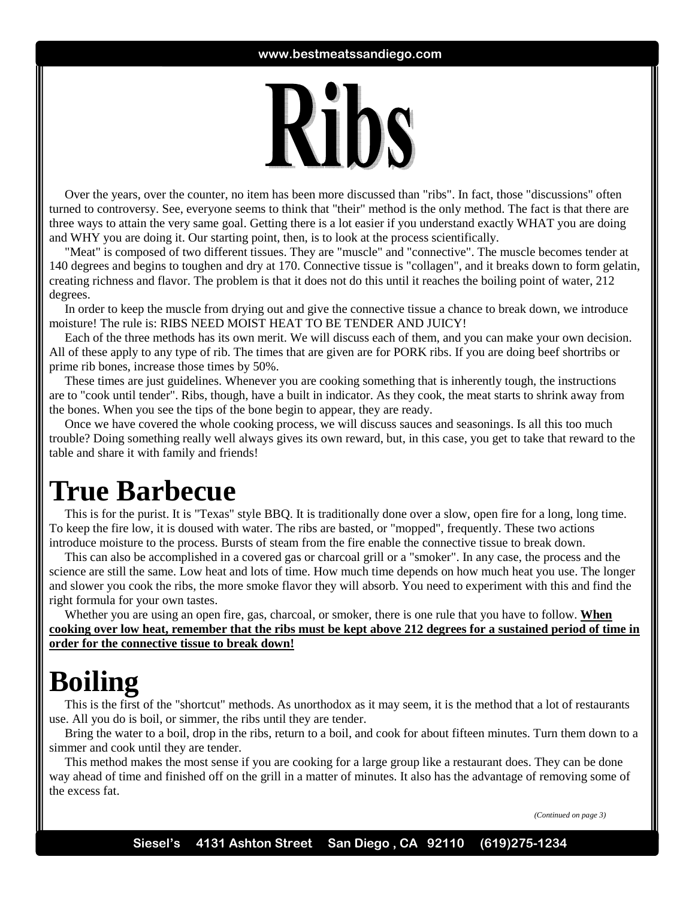# Ribs

Over the years, over the counter, no item has been more discussed than "ribs". In fact, those "discussions" often turned to controversy. See, everyone seems to think that "their" method is the only method. The fact is that there are three ways to attain the very same goal. Getting there is a lot easier if you understand exactly WHAT you are doing and WHY you are doing it. Our starting point, then, is to look at the process scientifically.

"Meat" is composed of two different tissues. They are "muscle" and "connective". The muscle becomes tender at 140 degrees and begins to toughen and dry at 170. Connective tissue is "collagen", and it breaks down to form gelatin, creating richness and flavor. The problem is that it does not do this until it reaches the boiling point of water, 212 degrees.

In order to keep the muscle from drying out and give the connective tissue a chance to break down, we introduce moisture! The rule is: RIBS NEED MOIST HEAT TO BE TENDER AND JUICY!

Each of the three methods has its own merit. We will discuss each of them, and you can make your own decision. All of these apply to any type of rib. The times that are given are for PORK ribs. If you are doing beef shortribs or prime rib bones, increase those times by 50%.

These times are just guidelines. Whenever you are cooking something that is inherently tough, the instructions are to "cook until tender". Ribs, though, have a built in indicator. As they cook, the meat starts to shrink away from the bones. When you see the tips of the bone begin to appear, they are ready.

Once we have covered the whole cooking process, we will discuss sauces and seasonings. Is all this too much trouble? Doing something really well always gives its own reward, but, in this case, you get to take that reward to the table and share it with family and friends!

## True Barbecue

This is for the purist. It is "Texas" style BBQ. It is traditionally done over a slow, open fire for a long, long time. To keep the fire low, it is doused with water. The ribs are basted, or "mopped", frequently. These two actions introduce moisture to the process. Bursts of steam from the fire enable the connective tissue to break down.

This can also be accomplished in a covered gas or charcoal grill or a "smoker". In any case, the process and the science are still the same. Low heat and lots of time. How much time depends on how much heat you use. The longer and slower you cook the ribs, the more smoke flavor they will absorb. You need to experiment with this and find the right formula for your own tastes.

Whether you are using an open fire, gas, charcoal, or smoker, there is one rule that you have to follow. **When cooking over low heat, remember that the ribs must be kept above 212 degrees for a sustained period of time in order for the connective tissue to break down!**

## Boiling

This is the first of the "shortcut" methods. As unorthodox as it may seem, it is the method that a lot of restaurants use. All you do is boil, or simmer, the ribs until they are tender.

Bring the water to a boil, drop in the ribs, return to a boil, and cook for about fifteen minutes. Turn them down to a simmer and cook until they are tender.

This method makes the most sense if you are cooking for a large group like a restaurant does. They can be done way ahead of time and finished off on the grill in a matter of minutes. It also has the advantage of removing some of the excess fat.

*(Continued on page 3)*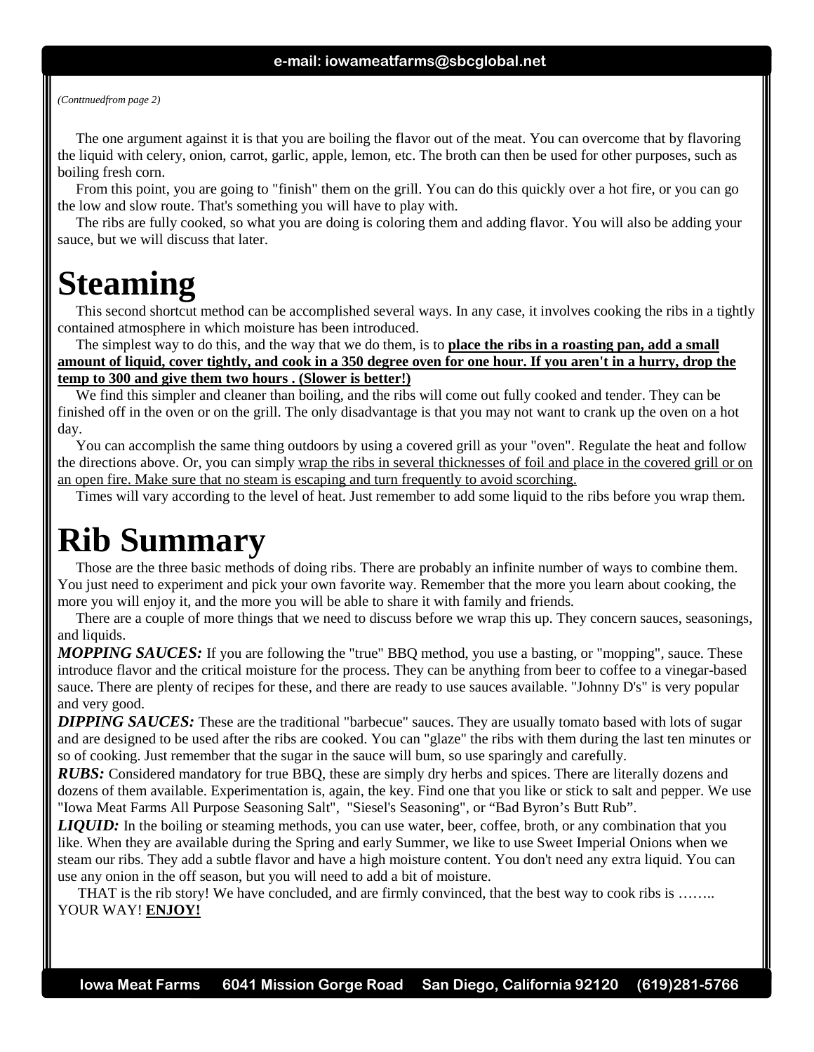*(Conttnuedfrom page 2)*

The one argument against it is that you are boiling the flavor out of the meat. You can overcome that by flavoring the liquid with celery, onion, carrot, garlic, apple, lemon, etc. The broth can then be used for other purposes, such as boiling fresh corn.

From this point, you are going to "finish" them on the grill. You can do this quickly over a hot fire, or you can go the low and slow route. That's something you will have to play with.

The ribs are fully cooked, so what you are doing is coloring them and adding flavor. You will also be adding your sauce, but we will discuss that later.

# Steaming

This second shortcut method can be accomplished several ways. In any case, it involves cooking the ribs in a tightly contained atmosphere in which moisture has been introduced.

The simplest way to do this, and the way that we do them, is to <u>**place the ribs in a roasting pan, add a small amount of liquid, cover tightly, and cook in a 350 degree oven for one hour. If you aren't in a hurry, drop the temp to 300 and give them two hours . (Slower is better!)**</u>

We find this simpler and cleaner than boiling, and the ribs will come out fully cooked and tender. They can be finished off in the oven or on the grill. The only disadvantage is that you may not want to crank up the oven on a hot day.

You can accomplish the same thing outdoors by using a covered grill as your "oven". Regulate the heat and follow the directions above. Or, you can simply <u>wrap the ribs in several thicknesses of foil and place in the covered grill or on an open fire. Make sure that no steam is escaping and turn frequently to avoid scorching.</u>

Times will vary according to the level of heat. Just remember to add some liquid to the ribs before you wrap them.

# Rib Summary

Those are the three basic methods of doing ribs. There are probably an infinite number of ways to combine them. You just need to experiment and pick your own favorite way. Remember that the more you learn about cooking, the more you will enjoy it, and the more you will be able to share it with family and friends.

There are a couple of more things that we need to discuss before we wrap this up. They concern sauces, seasonings, and liquids.

***MOPPING SAUCES:*** If you are following the "true" BBQ method, you use a basting, or "mopping", sauce. These introduce flavor and the critical moisture for the process. They can be anything from beer to coffee to a vinegar-based sauce. There are plenty of recipes for these, and there are ready to use sauces available. "Johnny D's" is very popular and very good.

***DIPPING SAUCES:*** These are the traditional "barbecue" sauces. They are usually tomato based with lots of sugar and are designed to be used after the ribs are cooked. You can "glaze" the ribs with them during the last ten minutes or so of cooking. Just remember that the sugar in the sauce will bum, so use sparingly and carefully.

***RUBS:*** Considered mandatory for true BBQ, these are simply dry herbs and spices. There are literally dozens and dozens of them available. Experimentation is, again, the key. Find one that you like or stick to salt and pepper. We use "Iowa Meat Farms All Purpose Seasoning Salt", "Siesel's Seasoning", or "Bad Byron's Butt Rub".

***LIQUID:*** In the boiling or steaming methods, you can use water, beer, coffee, broth, or any combination that you like. When they are available during the Spring and early Summer, we like to use Sweet Imperial Onions when we steam our ribs. They add a subtle flavor and have a high moisture content. You don't need any extra liquid. You can use any onion in the off season, but you will need to add a bit of moisture.

THAT is the rib story! We have concluded, and are firmly convinced, that the best way to cook ribs is …….. YOUR WAY! <u>**ENJOY!**</u>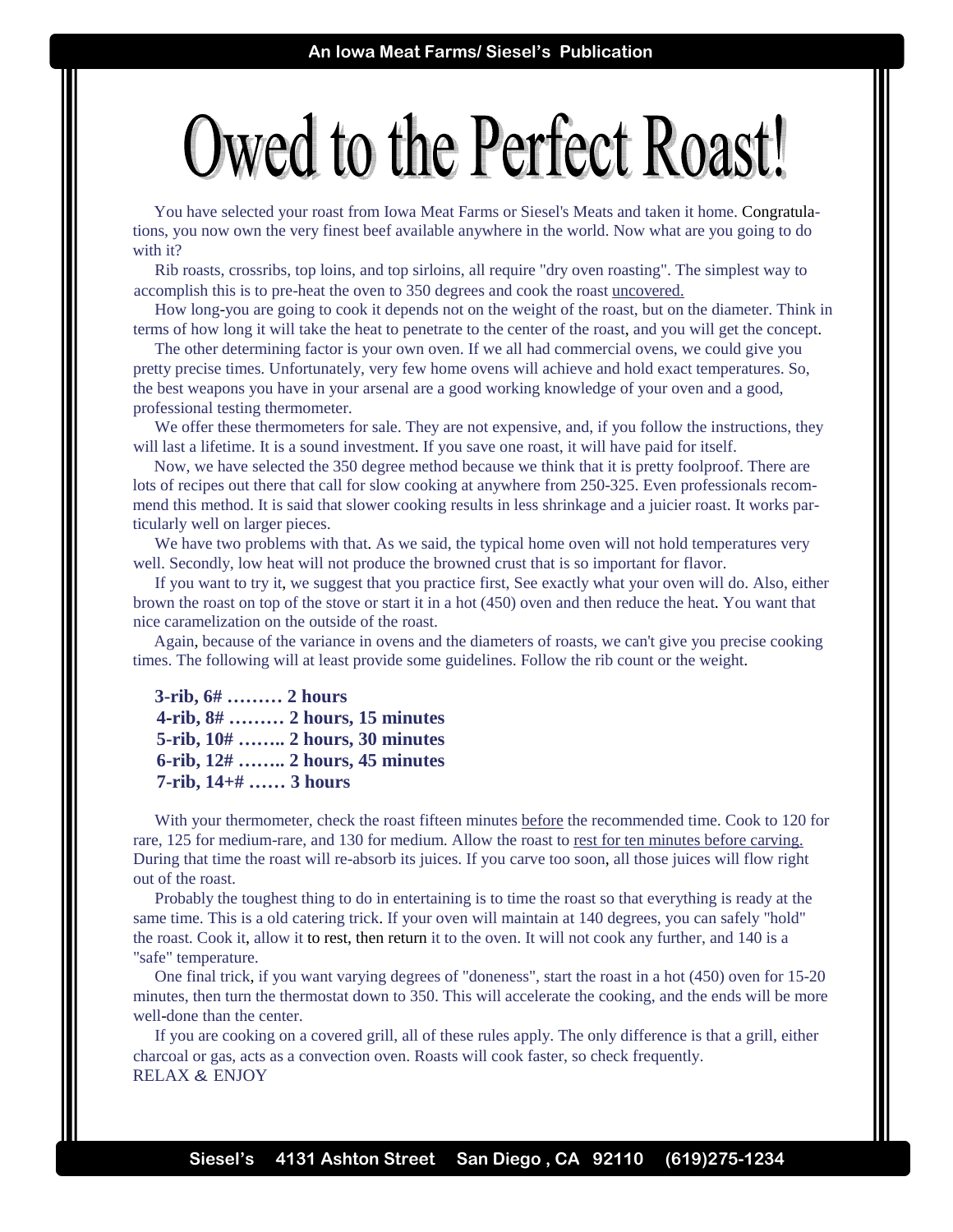An Iowa Meat Farms/ Siesel's Publication

# Owed to the Perfect Roast!

You have selected your roast from Iowa Meat Farms or Siesel's Meats and taken it home. Congratulations, you now own the very finest beef available anywhere in the world. Now what are you going to do with it?

Rib roasts, crossribs, top loins, and top sirloins, all require "dry oven roasting". The simplest way to accomplish this is to pre-heat the oven to 350 degrees and cook the roast uncovered.

How long-you are going to cook it depends not on the weight of the roast, but on the diameter. Think in terms of how long it will take the heat to penetrate to the center of the roast, and you will get the concept.

The other determining factor is your own oven. If we all had commercial ovens, we could give you pretty precise times. Unfortunately, very few home ovens will achieve and hold exact temperatures. So, the best weapons you have in your arsenal are a good working knowledge of your oven and a good, professional testing thermometer.

We offer these thermometers for sale. They are not expensive, and, if you follow the instructions, they will last a lifetime. It is a sound investment. If you save one roast, it will have paid for itself.

Now, we have selected the 350 degree method because we think that it is pretty foolproof. There are lots of recipes out there that call for slow cooking at anywhere from 250-325. Even professionals recommend this method. It is said that slower cooking results in less shrinkage and a juicier roast. It works particularly well on larger pieces.

We have two problems with that. As we said, the typical home oven will not hold temperatures very well. Secondly, low heat will not produce the browned crust that is so important for flavor.

If you want to try it, we suggest that you practice first, See exactly what your oven will do. Also, either brown the roast on top of the stove or start it in a hot (450) oven and then reduce the heat. You want that nice caramelization on the outside of the roast.

Again, because of the variance in ovens and the diameters of roasts, we can't give you precise cooking times. The following will at least provide some guidelines. Follow the rib count or the weight.

**3-rib, 6# ……… 2 hours**
**4-rib, 8# ……… 2 hours, 15 minutes**
**5-rib, 10# …….. 2 hours, 30 minutes**
**6-rib, 12# …….. 2 hours, 45 minutes**
**7-rib, 14+# …… 3 hours**

With your thermometer, check the roast fifteen minutes before the recommended time. Cook to 120 for rare, 125 for medium-rare, and 130 for medium. Allow the roast to rest for ten minutes before carving. During that time the roast will re-absorb its juices. If you carve too soon, all those juices will flow right out of the roast.

Probably the toughest thing to do in entertaining is to time the roast so that everything is ready at the same time. This is a old catering trick. If your oven will maintain at 140 degrees, you can safely "hold" the roast. Cook it, allow it to rest, then return it to the oven. It will not cook any further, and 140 is a "safe" temperature.

One final trick, if you want varying degrees of "doneness", start the roast in a hot (450) oven for 15-20 minutes, then turn the thermostat down to 350. This will accelerate the cooking, and the ends will be more well-done than the center.

If you are cooking on a covered grill, all of these rules apply. The only difference is that a grill, either charcoal or gas, acts as a convection oven. Roasts will cook faster, so check frequently.

RELAX & ENJOY

Siesel's 4131 Ashton Street San Diego , CA 92110 (619)275-1234